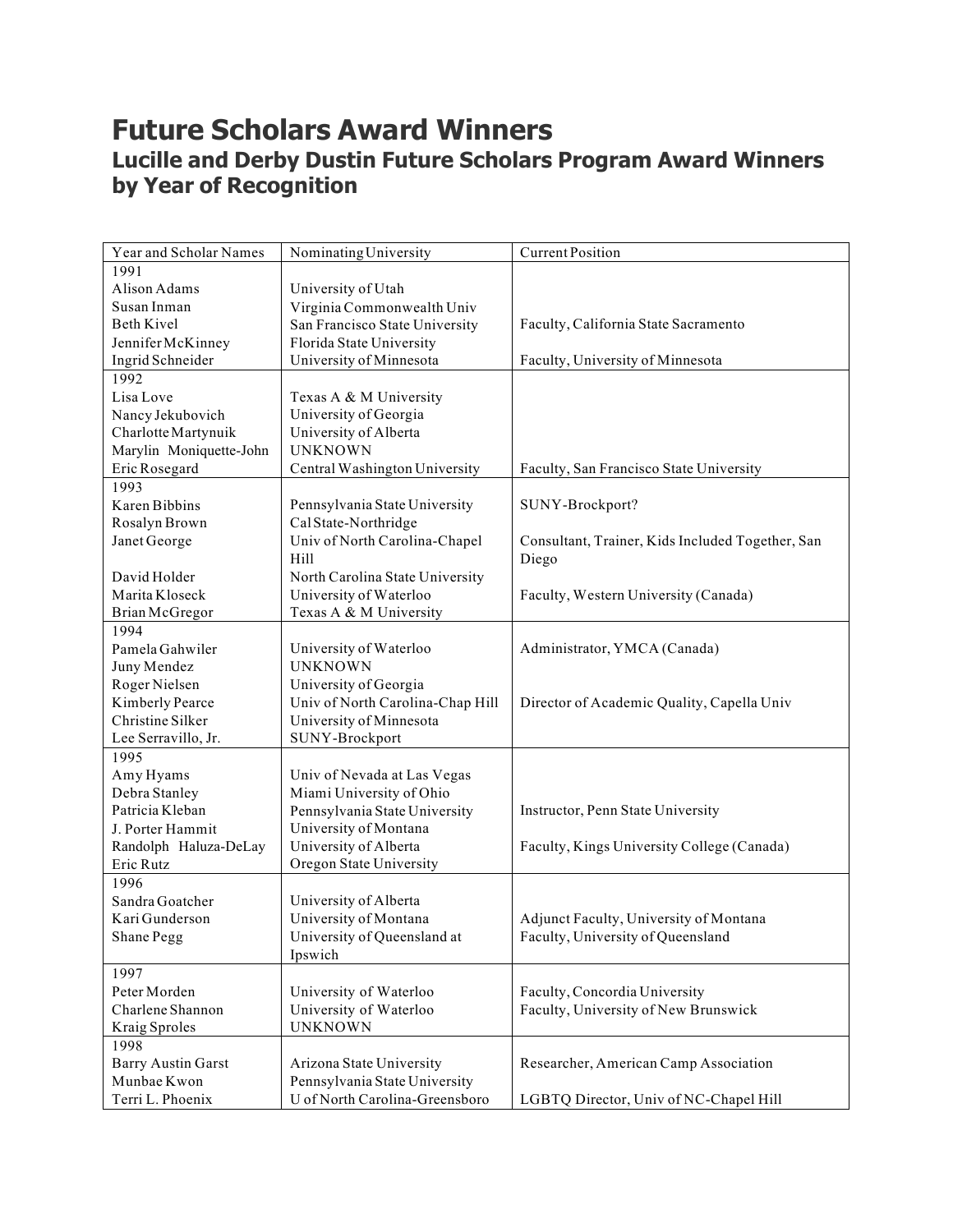# Future Scholars Award Winners

## Lucille and Derby Dustin Future Scholars Program Award Winners by Year of Recognition

| Year and Scholar Names | Nominating University | Current Position |
|---|---|---|
| 1991 | | |
| Alison Adams | University of Utah | |
| Susan Inman | Virginia Commonwealth Univ | |
| Beth Kivel | San Francisco State University | Faculty, California State Sacramento |
| Jennifer McKinney | Florida State University | |
| Ingrid Schneider | University of Minnesota | Faculty, University of Minnesota |
| 1992 | | |
| Lisa Love | Texas A & M University | |
| Nancy Jekubovich | University of Georgia | |
| Charlotte Martynuik | University of Alberta | |
| Marylin Moniquette-John | UNKNOWN | |
| Eric Rosegard | Central Washington University | Faculty, San Francisco State University |
| 1993 | | |
| Karen Bibbins | Pennsylvania State University | SUNY-Brockport? |
| Rosalyn Brown | Cal State-Northridge | |
| Janet George | Univ of North Carolina-Chapel Hill | Consultant, Trainer, Kids Included Together, San Diego |
| David Holder | North Carolina State University | |
| Marita Kloseck | University of Waterloo | Faculty, Western University (Canada) |
| Brian McGregor | Texas A & M University | |
| 1994 | | |
| Pamela Gahwiler | University of Waterloo | Administrator, YMCA (Canada) |
| Juny Mendez | UNKNOWN | |
| Roger Nielsen | University of Georgia | |
| Kimberly Pearce | Univ of North Carolina-Chap Hill | Director of Academic Quality, Capella Univ |
| Christine Silker | University of Minnesota | |
| Lee Serravillo, Jr. | SUNY-Brockport | |
| 1995 | | |
| Amy Hyams | Univ of Nevada at Las Vegas | |
| Debra Stanley | Miami University of Ohio | |
| Patricia Kleban | Pennsylvania State University | Instructor, Penn State University |
| J. Porter Hammit | University of Montana | |
| Randolph Haluza-DeLay | University of Alberta | Faculty, Kings University College (Canada) |
| Eric Rutz | Oregon State University | |
| 1996 | | |
| Sandra Goatcher | University of Alberta | |
| Kari Gunderson | University of Montana | Adjunct Faculty, University of Montana |
| Shane Pegg | University of Queensland at Ipswich | Faculty, University of Queensland |
| 1997 | | |
| Peter Morden | University of Waterloo | Faculty, Concordia University |
| Charlene Shannon | University of Waterloo | Faculty, University of New Brunswick |
| Kraig Sproles | UNKNOWN | |
| 1998 | | |
| Barry Austin Garst | Arizona State University | Researcher, American Camp Association |
| Munbae Kwon | Pennsylvania State University | |
| Terri L. Phoenix | U of North Carolina-Greensboro | LGBTQ Director, Univ of NC-Chapel Hill |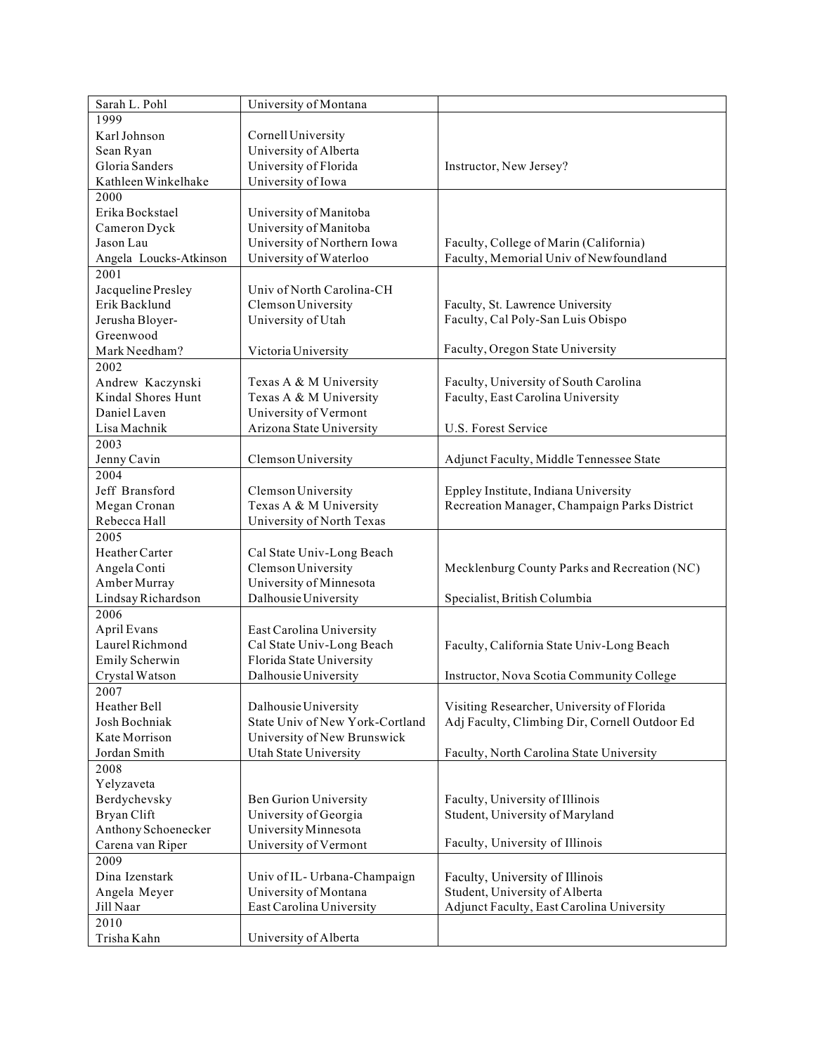| | | |
|---|---|---|
| Sarah L. Pohl | University of Montana | |
| 1999 | | |
| Karl Johnson | Cornell University | |
| Sean Ryan | University of Alberta | |
| Gloria Sanders | University of Florida | Instructor, New Jersey? |
| Kathleen Winkelhake | University of Iowa | |
| 2000 | | |
| Erika Bockstael | University of Manitoba | |
| Cameron Dyck | University of Manitoba | |
| Jason Lau | University of Northern Iowa | Faculty, College of Marin (California) |
| Angela Loucks-Atkinson | University of Waterloo | Faculty, Memorial Univ of Newfoundland |
| 2001 | | |
| Jacqueline Presley | Univ of North Carolina-CH | |
| Erik Backlund | Clemson University | Faculty, St. Lawrence University |
| Jerusha Bloyer-Greenwood | University of Utah | Faculty, Cal Poly-San Luis Obispo |
| Mark Needham? | Victoria University | Faculty, Oregon State University |
| 2002 | | |
| Andrew Kaczynski | Texas A & M University | Faculty, University of South Carolina |
| Kindal Shores Hunt | Texas A & M University | Faculty, East Carolina University |
| Daniel Laven | University of Vermont | |
| Lisa Machnik | Arizona State University | U.S. Forest Service |
| 2003 | | |
| Jenny Cavin | Clemson University | Adjunct Faculty, Middle Tennessee State |
| 2004 | | |
| Jeff Bransford | Clemson University | Eppley Institute, Indiana University |
| Megan Cronan | Texas A & M University | Recreation Manager, Champaign Parks District |
| Rebecca Hall | University of North Texas | |
| 2005 | | |
| Heather Carter | Cal State Univ-Long Beach | |
| Angela Conti | Clemson University | Mecklenburg County Parks and Recreation (NC) |
| Amber Murray | University of Minnesota | |
| Lindsay Richardson | Dalhousie University | Specialist, British Columbia |
| 2006 | | |
| April Evans | East Carolina University | |
| Laurel Richmond | Cal State Univ-Long Beach | Faculty, California State Univ-Long Beach |
| Emily Scherwin | Florida State University | |
| Crystal Watson | Dalhousie University | Instructor, Nova Scotia Community College |
| 2007 | | |
| Heather Bell | Dalhousie University | Visiting Researcher, University of Florida |
| Josh Bochniak | State Univ of New York-Cortland | Adj Faculty, Climbing Dir, Cornell Outdoor Ed |
| Kate Morrison | University of New Brunswick | |
| Jordan Smith | Utah State University | Faculty, North Carolina State University |
| 2008 | | |
| Yelyzaveta Berdychevsky | Ben Gurion University | Faculty, University of Illinois |
| Bryan Clift | University of Georgia | Student, University of Maryland |
| Anthony Schoenecker | University Minnesota | |
| Carena van Riper | University of Vermont | Faculty, University of Illinois |
| 2009 | | |
| Dina Izenstark | Univ of IL- Urbana-Champaign | Faculty, University of Illinois |
| Angela Meyer | University of Montana | Student, University of Alberta |
| Jill Naar | East Carolina University | Adjunct Faculty, East Carolina University |
| 2010 | | |
| Trisha Kahn | University of Alberta | |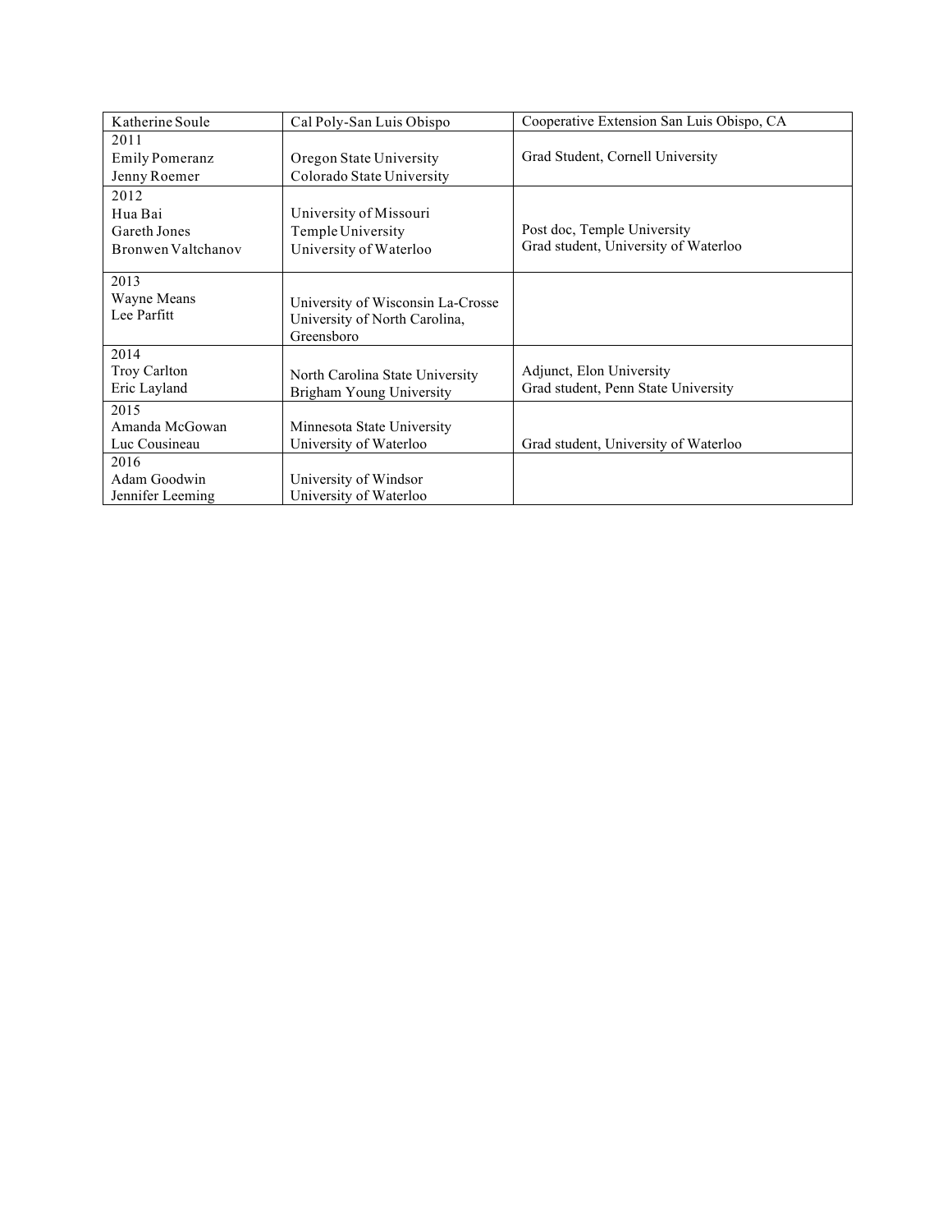| | | |
|---|---|---|
| Katherine Soule | Cal Poly-San Luis Obispo | Cooperative Extension San Luis Obispo, CA |
| 2011<br>Emily Pomeranz<br>Jenny Roemer | <br>Oregon State University<br>Colorado State University | Grad Student, Cornell University |
| 2012<br>Hua Bai<br>Gareth Jones<br>Bronwen Valtchanov | <br>University of Missouri<br>Temple University<br>University of Waterloo | <br><br>Post doc, Temple University<br>Grad student, University of Waterloo |
| 2013<br>Wayne Means<br>Lee Parfitt | <br>University of Wisconsin La-Crosse<br>University of North Carolina, Greensboro | |
| 2014<br>Troy Carlton<br>Eric Layland | <br>North Carolina State University<br>Brigham Young University | <br>Adjunct, Elon University<br>Grad student, Penn State University |
| 2015<br>Amanda McGowan<br>Luc Cousineau | <br>Minnesota State University<br>University of Waterloo | <br><br>Grad student, University of Waterloo |
| 2016<br>Adam Goodwin<br>Jennifer Leeming | <br>University of Windsor<br>University of Waterloo | |